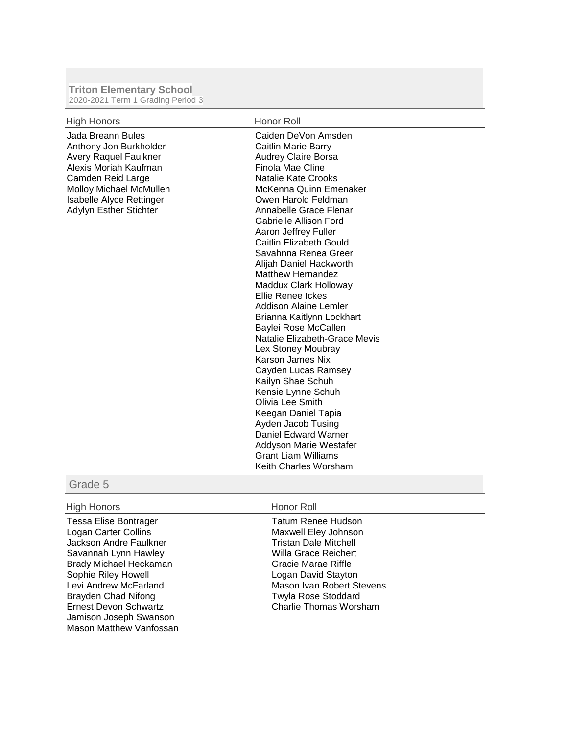**Triton Elementary School**
2020-2021 Term 1 Grading Period 3

### High Honors

Jada Breann Bules
Anthony Jon Burkholder
Avery Raquel Faulkner
Alexis Moriah Kaufman
Camden Reid Large
Molloy Michael McMullen
Isabelle Alyce Rettinger
Adylyn Esther Stichter

### Honor Roll

Caiden DeVon Amsden
Caitlin Marie Barry
Audrey Claire Borsa
Finola Mae Cline
Natalie Kate Crooks
McKenna Quinn Emenaker
Owen Harold Feldman
Annabelle Grace Flenar
Gabrielle Allison Ford
Aaron Jeffrey Fuller
Caitlin Elizabeth Gould
Savahnna Renea Greer
Alijah Daniel Hackworth
Matthew Hernandez
Maddux Clark Holloway
Ellie Renee Ickes
Addison Alaine Lemler
Brianna Kaitlynn Lockhart
Baylei Rose McCallen
Natalie Elizabeth-Grace Mevis
Lex Stoney Moubray
Karson James Nix
Cayden Lucas Ramsey
Kailyn Shae Schuh
Kensie Lynne Schuh
Olivia Lee Smith
Keegan Daniel Tapia
Ayden Jacob Tusing
Daniel Edward Warner
Addyson Marie Westafer
Grant Liam Williams
Keith Charles Worsham

## Grade 5

### High Honors

Tessa Elise Bontrager
Logan Carter Collins
Jackson Andre Faulkner
Savannah Lynn Hawley
Brady Michael Heckaman
Sophie Riley Howell
Levi Andrew McFarland
Brayden Chad Nifong
Ernest Devon Schwartz
Jamison Joseph Swanson
Mason Matthew Vanfossan

### Honor Roll

Tatum Renee Hudson
Maxwell Eley Johnson
Tristan Dale Mitchell
Willa Grace Reichert
Gracie Marae Riffle
Logan David Stayton
Mason Ivan Robert Stevens
Twyla Rose Stoddard
Charlie Thomas Worsham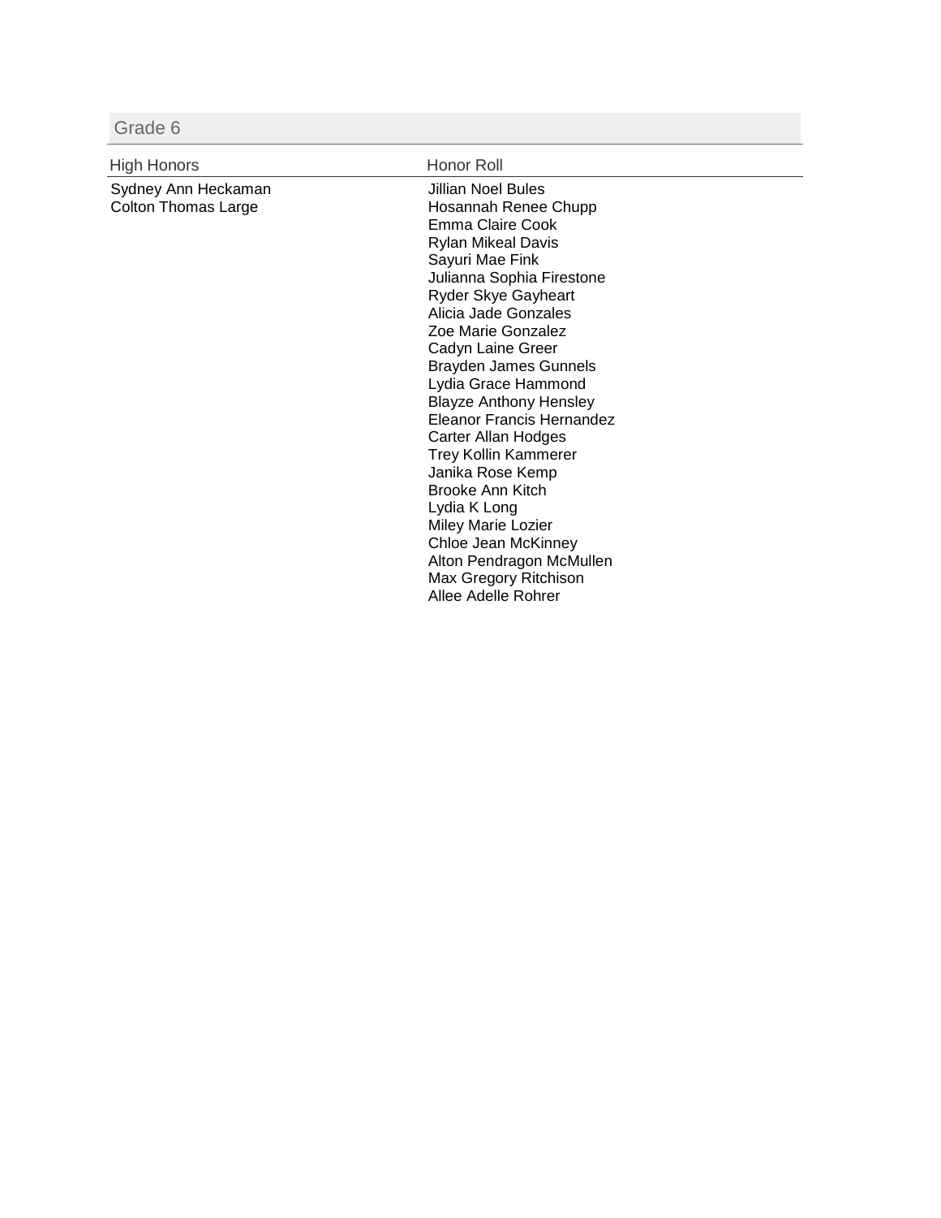## Grade 6

| High Honors | Honor Roll |
|---|---|
| Sydney Ann Heckaman | Jillian Noel Bules |
| Colton Thomas Large | Hosannah Renee Chupp |
| | Emma Claire Cook |
| | Rylan Mikeal Davis |
| | Sayuri Mae Fink |
| | Julianna Sophia Firestone |
| | Ryder Skye Gayheart |
| | Alicia Jade Gonzales |
| | Zoe Marie Gonzalez |
| | Cadyn Laine Greer |
| | Brayden James Gunnels |
| | Lydia Grace Hammond |
| | Blayze Anthony Hensley |
| | Eleanor Francis Hernandez |
| | Carter Allan Hodges |
| | Trey Kollin Kammerer |
| | Janika Rose Kemp |
| | Brooke Ann Kitch |
| | Lydia K Long |
| | Miley Marie Lozier |
| | Chloe Jean McKinney |
| | Alton Pendragon McMullen |
| | Max Gregory Ritchison |
| | Allee Adelle Rohrer |